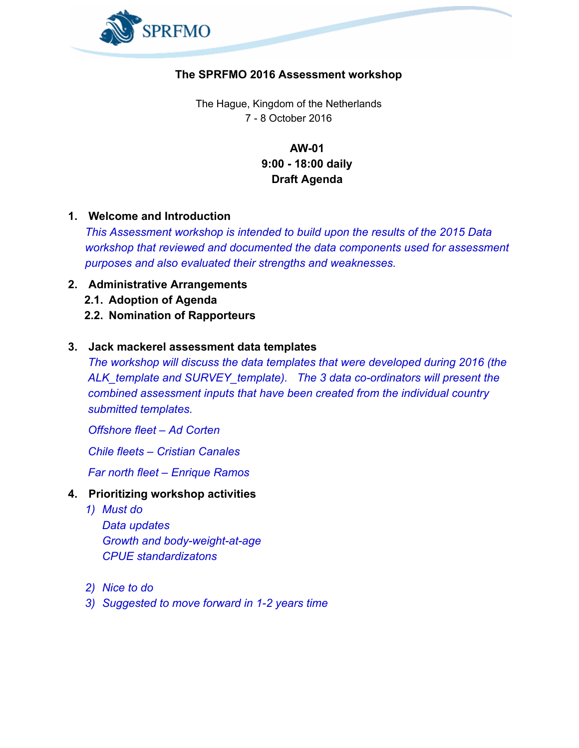SPRFMO

**The SPRFMO 2016 Assessment workshop**

The Hague, Kingdom of the Netherlands
7 - 8 October 2016

**AW-01**
**9:00 - 18:00 daily**
**Draft Agenda**

1. **Welcome and Introduction**
   *This Assessment workshop is intended to build upon the results of the 2015 Data workshop that reviewed and documented the data components used for assessment purposes and also evaluated their strengths and weaknesses.*

2. **Administrative Arrangements**
   2.1. **Adoption of Agenda**
   2.2. **Nomination of Rapporteurs**

3. **Jack mackerel assessment data templates**
   *The workshop will discuss the data templates that were developed during 2016 (the ALK_template and SURVEY_template). The 3 data co-ordinators will present the combined assessment inputs that have been created from the individual country submitted templates.*

   *Offshore fleet – Ad Corten*

   *Chile fleets – Cristian Canales*

   *Far north fleet – Enrique Ramos*

4. **Prioritizing workshop activities**
   1) *Must do*
      *Data updates*
      *Growth and body-weight-at-age*
      *CPUE standardizatons*

   2) *Nice to do*
   3) *Suggested to move forward in 1-2 years time*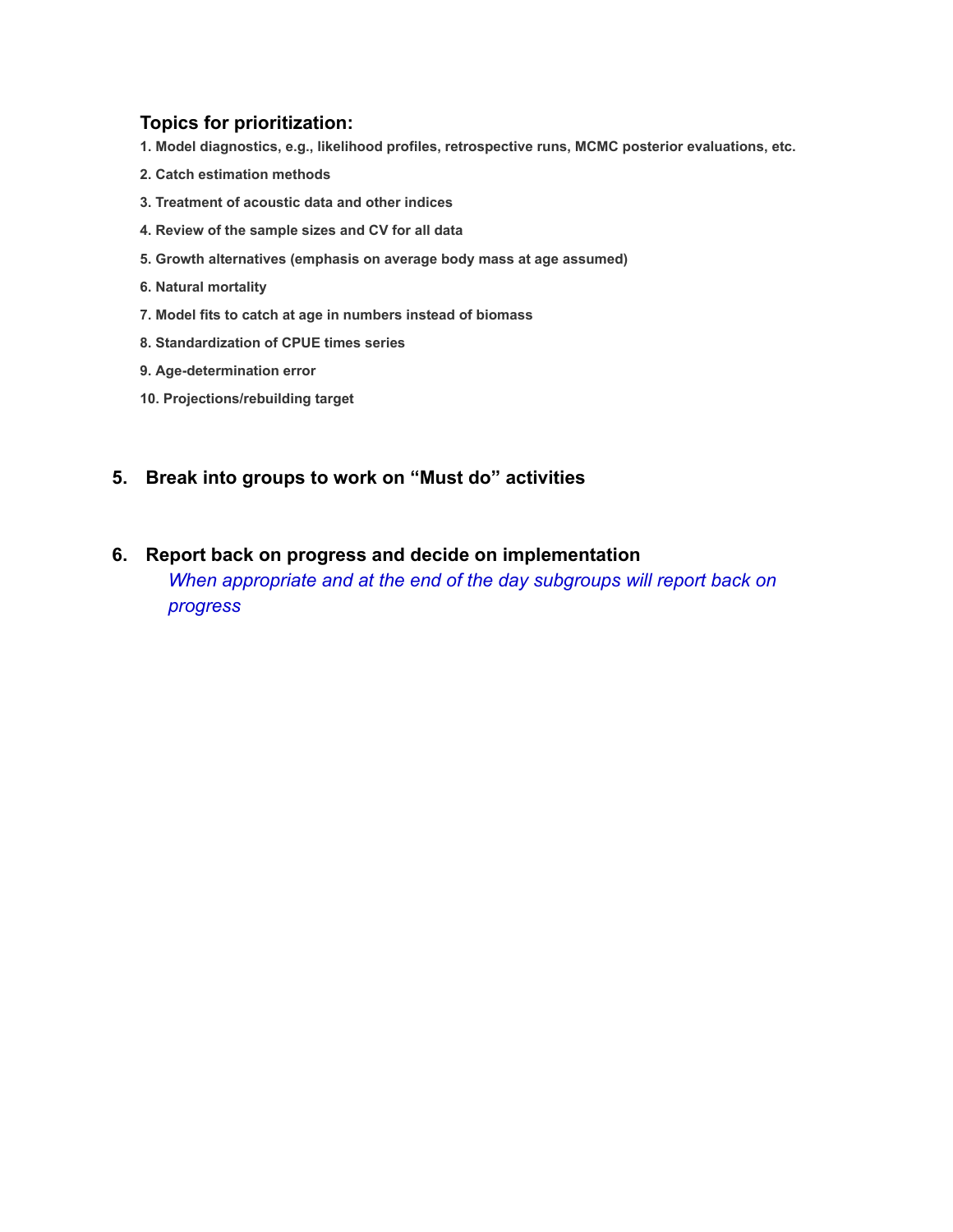**Topics for prioritization:**

1. **Model diagnostics, e.g., likelihood profiles, retrospective runs, MCMC posterior evaluations, etc.**
2. **Catch estimation methods**
3. **Treatment of acoustic data and other indices**
4. **Review of the sample sizes and CV for all data**
5. **Growth alternatives (emphasis on average body mass at age assumed)**
6. **Natural mortality**
7. **Model fits to catch at age in numbers instead of biomass**
8. **Standardization of CPUE times series**
9. **Age-determination error**
10. **Projections/rebuilding target**

## 5. Break into groups to work on “Must do” activities

## 6. Report back on progress and decide on implementation

*When appropriate and at the end of the day subgroups will report back on progress*